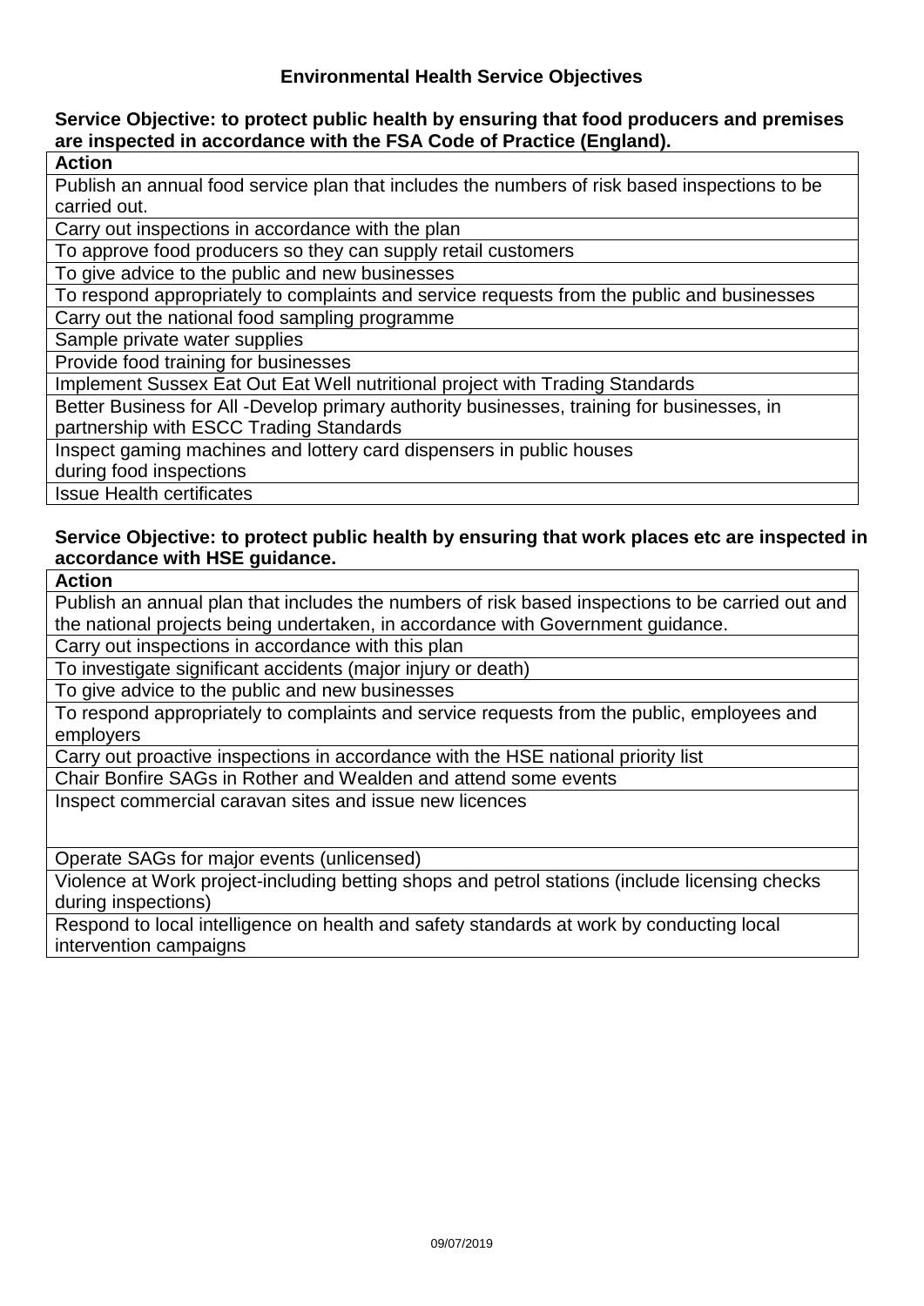# Environmental Health Service Objectives

**Service Objective: to protect public health by ensuring that food producers and premises are inspected in accordance with the FSA Code of Practice (England).**

| Action |
| --- |
| Publish an annual food service plan that includes the numbers of risk based inspections to be carried out. |
| Carry out inspections in accordance with the plan |
| To approve food producers so they can supply retail customers |
| To give advice to the public and new businesses |
| To respond appropriately to complaints and service requests from the public and businesses |
| Carry out the national food sampling programme |
| Sample private water supplies |
| Provide food training for businesses |
| Implement Sussex Eat Out Eat Well nutritional project with Trading Standards |
| Better Business for All -Develop primary authority businesses, training for businesses, in partnership with ESCC Trading Standards |
| Inspect gaming machines and lottery card dispensers in public houses during food inspections |
| Issue Health certificates |

**Service Objective: to protect public health by ensuring that work places etc are inspected in accordance with HSE guidance.**

| Action |
| --- |
| Publish an annual plan that includes the numbers of risk based inspections to be carried out and the national projects being undertaken, in accordance with Government guidance. |
| Carry out inspections in accordance with this plan |
| To investigate significant accidents (major injury or death) |
| To give advice to the public and new businesses |
| To respond appropriately to complaints and service requests from the public, employees and employers |
| Carry out proactive inspections in accordance with the HSE national priority list |
| Chair Bonfire SAGs in Rother and Wealden and attend some events |
| Inspect commercial caravan sites and issue new licences |
| Operate SAGs for major events (unlicensed) |
| Violence at Work project-including betting shops and petrol stations (include licensing checks during inspections) |
| Respond to local intelligence on health and safety standards at work by conducting local intervention campaigns |

09/07/2019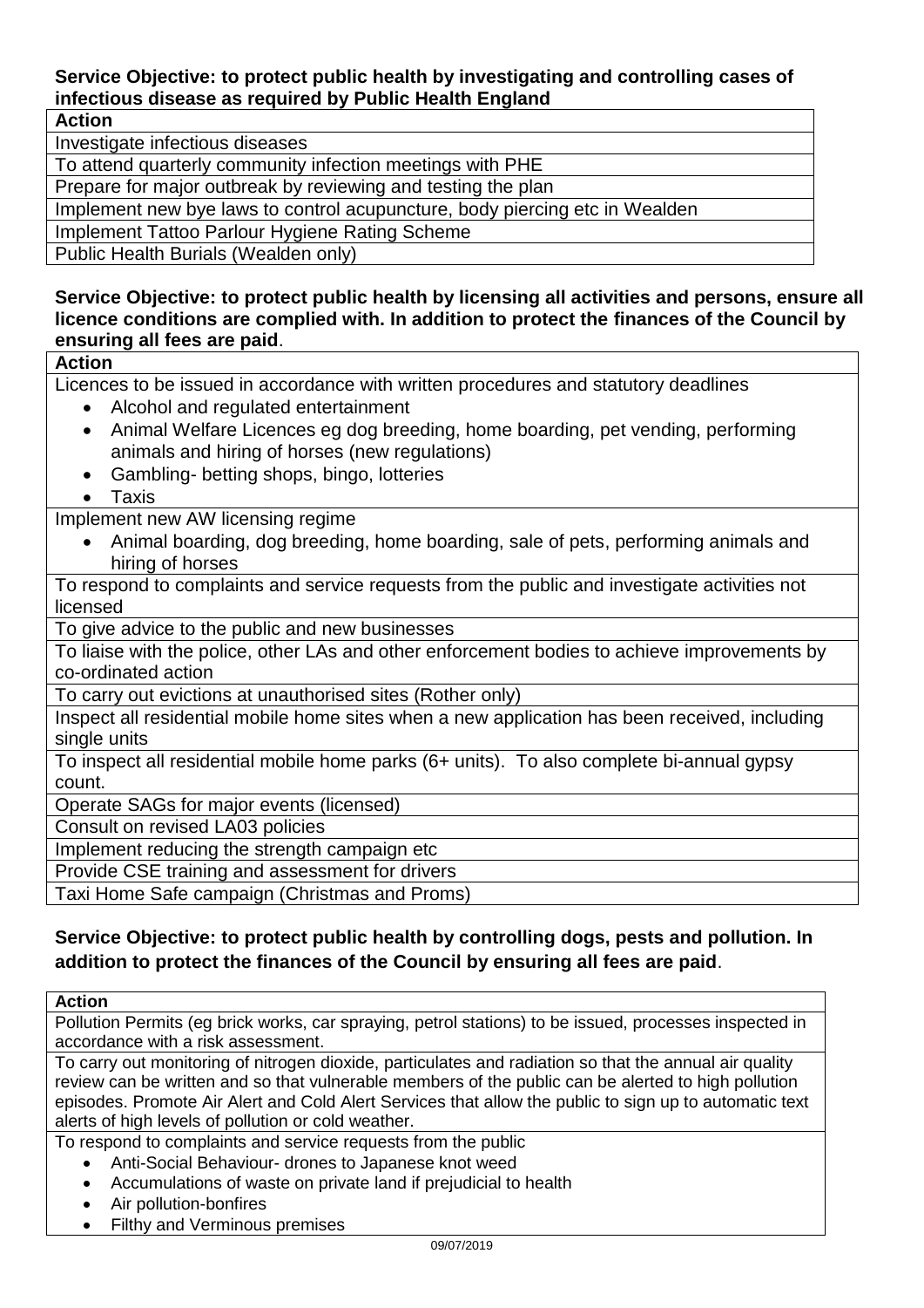**Service Objective: to protect public health by investigating and controlling cases of infectious disease as required by Public Health England**

| Action |
|---|
| Investigate infectious diseases |
| To attend quarterly community infection meetings with PHE |
| Prepare for major outbreak by reviewing and testing the plan |
| Implement new bye laws to control acupuncture, body piercing etc in Wealden |
| Implement Tattoo Parlour Hygiene Rating Scheme |
| Public Health Burials (Wealden only) |

**Service Objective: to protect public health by licensing all activities and persons, ensure all licence conditions are complied with. In addition to protect the finances of the Council by ensuring all fees are paid**.

| Action |
|---|
| Licences to be issued in accordance with written procedures and statutory deadlines<br>• Alcohol and regulated entertainment<br>• Animal Welfare Licences eg dog breeding, home boarding, pet vending, performing animals and hiring of horses (new regulations)<br>• Gambling- betting shops, bingo, lotteries<br>• Taxis |
| Implement new AW licensing regime<br>• Animal boarding, dog breeding, home boarding, sale of pets, performing animals and hiring of horses |
| To respond to complaints and service requests from the public and investigate activities not licensed |
| To give advice to the public and new businesses |
| To liaise with the police, other LAs and other enforcement bodies to achieve improvements by co-ordinated action |
| To carry out evictions at unauthorised sites (Rother only) |
| Inspect all residential mobile home sites when a new application has been received, including single units |
| To inspect all residential mobile home parks (6+ units). To also complete bi-annual gypsy count. |
| Operate SAGs for major events (licensed) |
| Consult on revised LA03 policies |
| Implement reducing the strength campaign etc |
| Provide CSE training and assessment for drivers |
| Taxi Home Safe campaign (Christmas and Proms) |

**Service Objective: to protect public health by controlling dogs, pests and pollution. In addition to protect the finances of the Council by ensuring all fees are paid**.

| Action |
|---|
| Pollution Permits (eg brick works, car spraying, petrol stations) to be issued, processes inspected in accordance with a risk assessment. |
| To carry out monitoring of nitrogen dioxide, particulates and radiation so that the annual air quality review can be written and so that vulnerable members of the public can be alerted to high pollution episodes. Promote Air Alert and Cold Alert Services that allow the public to sign up to automatic text alerts of high levels of pollution or cold weather. |
| To respond to complaints and service requests from the public<br>• Anti-Social Behaviour- drones to Japanese knot weed<br>• Accumulations of waste on private land if prejudicial to health<br>• Air pollution-bonfires<br>• Filthy and Verminous premises |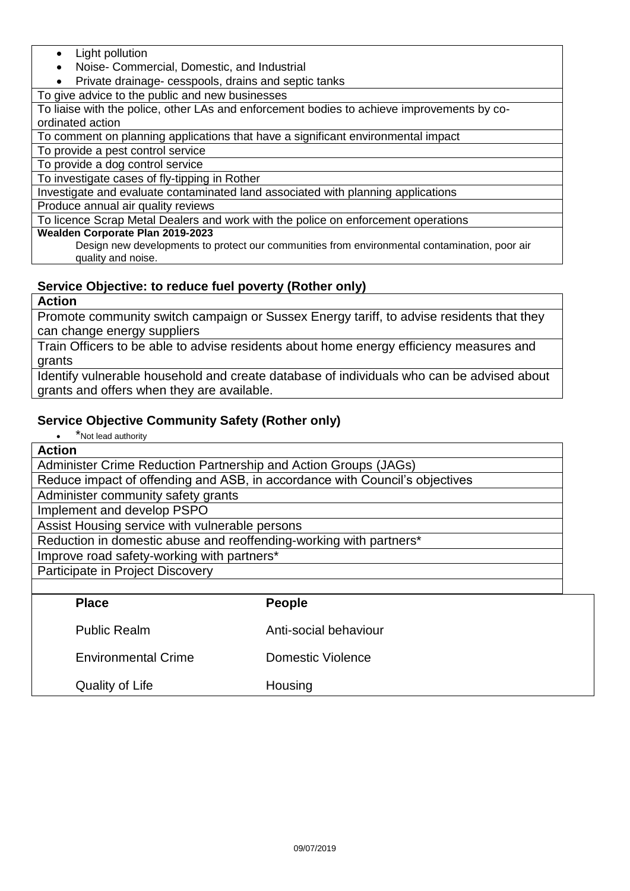| |
|---|
| - Light pollution<br>- Noise- Commercial, Domestic, and Industrial<br>- Private drainage- cesspools, drains and septic tanks |
| To give advice to the public and new businesses |
| To liaise with the police, other LAs and enforcement bodies to achieve improvements by co-ordinated action |
| To comment on planning applications that have a significant environmental impact |
| To provide a pest control service |
| To provide a dog control service |
| To investigate cases of fly-tipping in Rother |
| Investigate and evaluate contaminated land associated with planning applications |
| Produce annual air quality reviews |
| To licence Scrap Metal Dealers and work with the police on enforcement operations |
| **Wealden Corporate Plan 2019-2023**<br>Design new developments to protect our communities from environmental contamination, poor air quality and noise. |

### Service Objective: to reduce fuel poverty (Rother only)

| Action |
|---|
| Promote community switch campaign or Sussex Energy tariff, to advise residents that they can change energy suppliers |
| Train Officers to be able to advise residents about home energy efficiency measures and grants |
| Identify vulnerable household and create database of individuals who can be advised about grants and offers when they are available. |

### Service Objective Community Safety (Rother only)

- *Not lead authority

| Action |
|---|
| Administer Crime Reduction Partnership and Action Groups (JAGs) |
| Reduce impact of offending and ASB, in accordance with Council's objectives |
| Administer community safety grants |
| Implement and develop PSPO |
| Assist Housing service with vulnerable persons |
| Reduction in domestic abuse and reoffending-working with partners* |
| Improve road safety-working with partners* |
| Participate in Project Discovery |

| Place | People |
|---|---|
| Public Realm | Anti-social behaviour |
| Environmental Crime | Domestic Violence |
| Quality of Life | Housing |

09/07/2019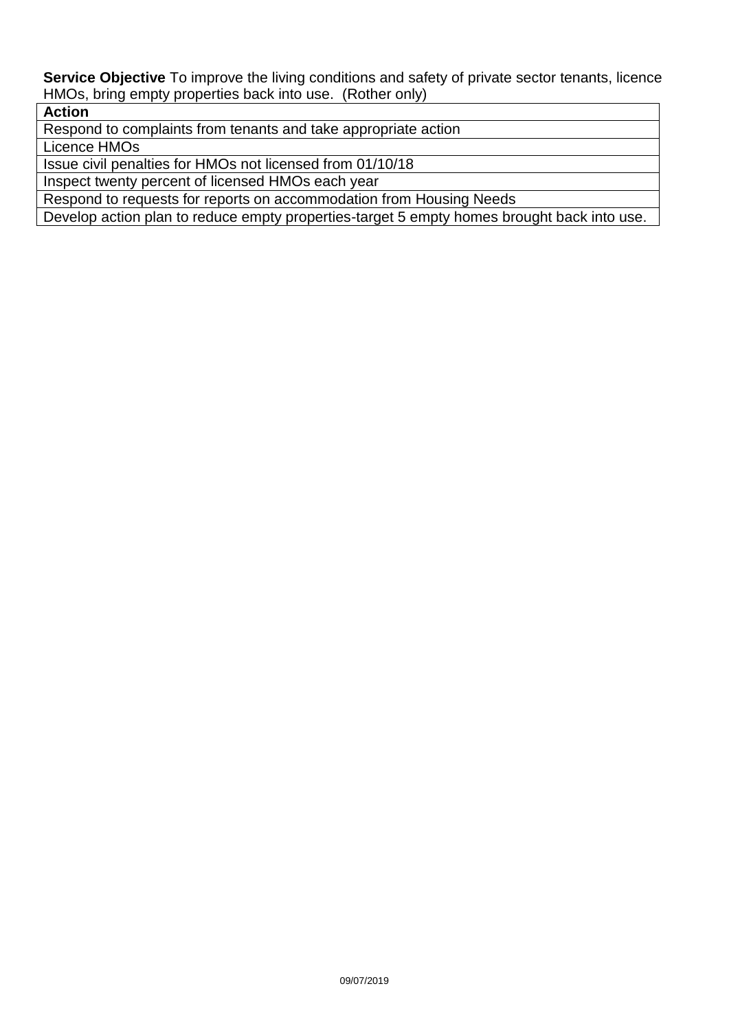**Service Objective** To improve the living conditions and safety of private sector tenants, licence HMOs, bring empty properties back into use. (Rother only)

| **Action** |
| --- |
| Respond to complaints from tenants and take appropriate action |
| Licence HMOs |
| Issue civil penalties for HMOs not licensed from 01/10/18 |
| Inspect twenty percent of licensed HMOs each year |
| Respond to requests for reports on accommodation from Housing Needs |
| Develop action plan to reduce empty properties-target 5 empty homes brought back into use. |